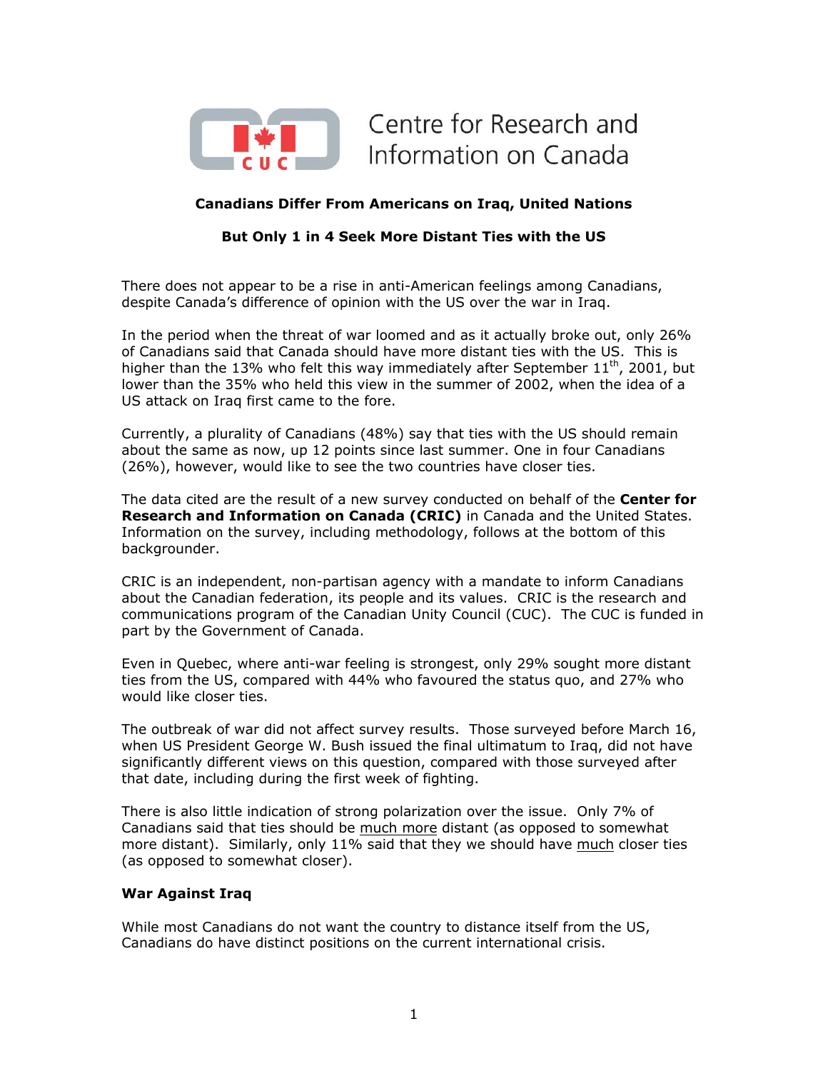Centre for Research and Information on Canada

## Canadians Differ From Americans on Iraq, United Nations

## But Only 1 in 4 Seek More Distant Ties with the US

There does not appear to be a rise in anti-American feelings among Canadians, despite Canada's difference of opinion with the US over the war in Iraq.

In the period when the threat of war loomed and as it actually broke out, only 26% of Canadians said that Canada should have more distant ties with the US. This is higher than the 13% who felt this way immediately after September 11th, 2001, but lower than the 35% who held this view in the summer of 2002, when the idea of a US attack on Iraq first came to the fore.

Currently, a plurality of Canadians (48%) say that ties with the US should remain about the same as now, up 12 points since last summer. One in four Canadians (26%), however, would like to see the two countries have closer ties.

The data cited are the result of a new survey conducted on behalf of the **Center for Research and Information on Canada (CRIC)** in Canada and the United States. Information on the survey, including methodology, follows at the bottom of this backgrounder.

CRIC is an independent, non-partisan agency with a mandate to inform Canadians about the Canadian federation, its people and its values. CRIC is the research and communications program of the Canadian Unity Council (CUC). The CUC is funded in part by the Government of Canada.

Even in Quebec, where anti-war feeling is strongest, only 29% sought more distant ties from the US, compared with 44% who favoured the status quo, and 27% who would like closer ties.

The outbreak of war did not affect survey results. Those surveyed before March 16, when US President George W. Bush issued the final ultimatum to Iraq, did not have significantly different views on this question, compared with those surveyed after that date, including during the first week of fighting.

There is also little indication of strong polarization over the issue. Only 7% of Canadians said that ties should be much more distant (as opposed to somewhat more distant). Similarly, only 11% said that they we should have much closer ties (as opposed to somewhat closer).

### War Against Iraq

While most Canadians do not want the country to distance itself from the US, Canadians do have distinct positions on the current international crisis.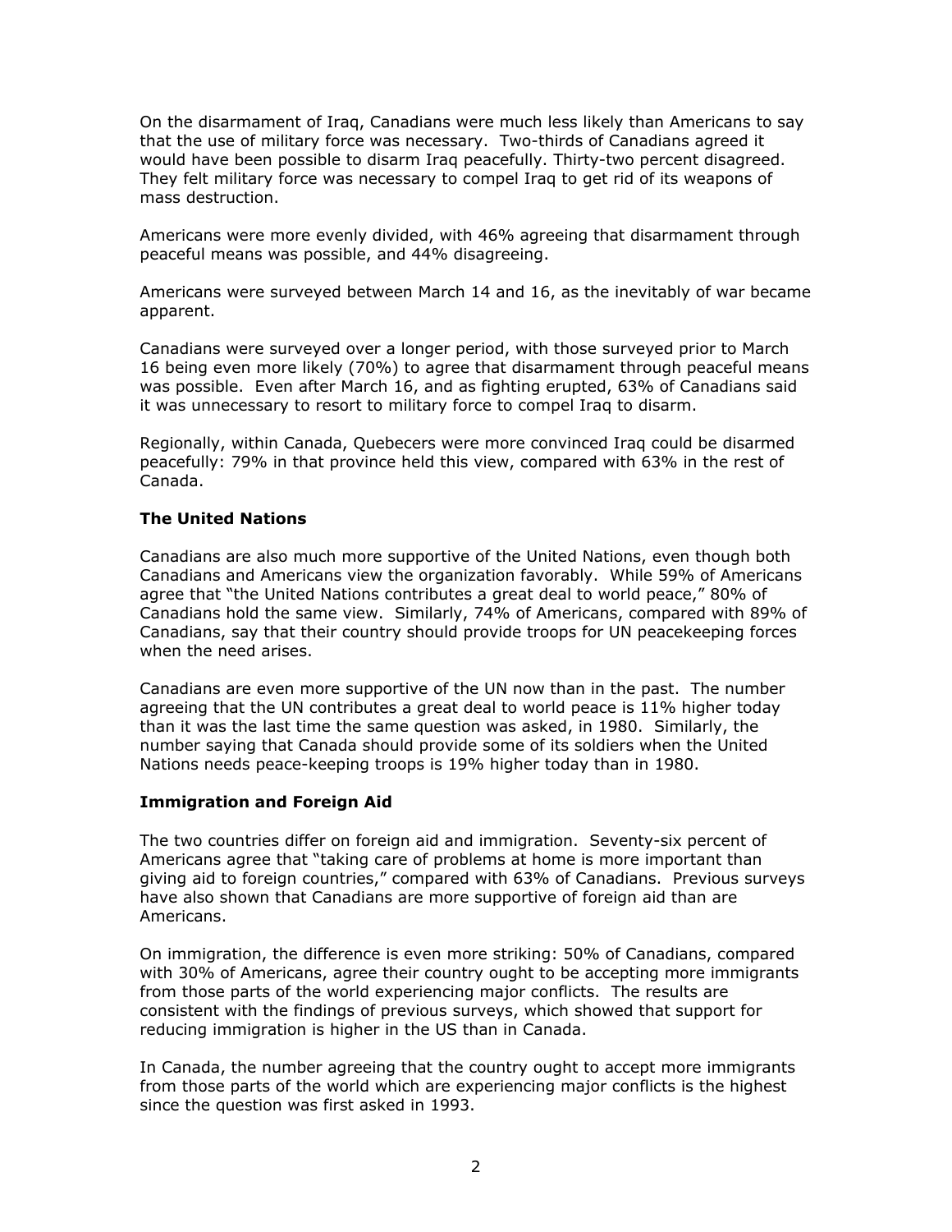On the disarmament of Iraq, Canadians were much less likely than Americans to say that the use of military force was necessary. Two-thirds of Canadians agreed it would have been possible to disarm Iraq peacefully. Thirty-two percent disagreed. They felt military force was necessary to compel Iraq to get rid of its weapons of mass destruction.

Americans were more evenly divided, with 46% agreeing that disarmament through peaceful means was possible, and 44% disagreeing.

Americans were surveyed between March 14 and 16, as the inevitably of war became apparent.

Canadians were surveyed over a longer period, with those surveyed prior to March 16 being even more likely (70%) to agree that disarmament through peaceful means was possible. Even after March 16, and as fighting erupted, 63% of Canadians said it was unnecessary to resort to military force to compel Iraq to disarm.

Regionally, within Canada, Quebecers were more convinced Iraq could be disarmed peacefully: 79% in that province held this view, compared with 63% in the rest of Canada.

**The United Nations**

Canadians are also much more supportive of the United Nations, even though both Canadians and Americans view the organization favorably. While 59% of Americans agree that "the United Nations contributes a great deal to world peace," 80% of Canadians hold the same view. Similarly, 74% of Americans, compared with 89% of Canadians, say that their country should provide troops for UN peacekeeping forces when the need arises.

Canadians are even more supportive of the UN now than in the past. The number agreeing that the UN contributes a great deal to world peace is 11% higher today than it was the last time the same question was asked, in 1980. Similarly, the number saying that Canada should provide some of its soldiers when the United Nations needs peace-keeping troops is 19% higher today than in 1980.

**Immigration and Foreign Aid**

The two countries differ on foreign aid and immigration. Seventy-six percent of Americans agree that "taking care of problems at home is more important than giving aid to foreign countries," compared with 63% of Canadians. Previous surveys have also shown that Canadians are more supportive of foreign aid than are Americans.

On immigration, the difference is even more striking: 50% of Canadians, compared with 30% of Americans, agree their country ought to be accepting more immigrants from those parts of the world experiencing major conflicts. The results are consistent with the findings of previous surveys, which showed that support for reducing immigration is higher in the US than in Canada.

In Canada, the number agreeing that the country ought to accept more immigrants from those parts of the world which are experiencing major conflicts is the highest since the question was first asked in 1993.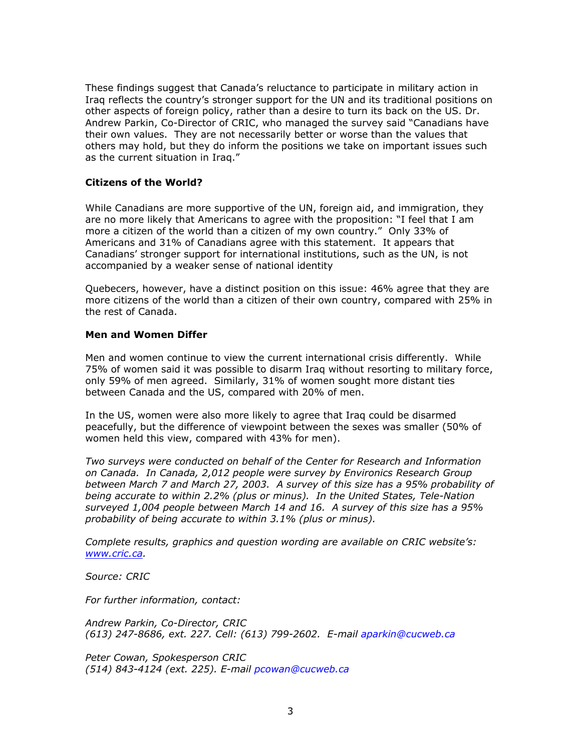These findings suggest that Canada's reluctance to participate in military action in Iraq reflects the country's stronger support for the UN and its traditional positions on other aspects of foreign policy, rather than a desire to turn its back on the US. Dr. Andrew Parkin, Co-Director of CRIC, who managed the survey said "Canadians have their own values. They are not necessarily better or worse than the values that others may hold, but they do inform the positions we take on important issues such as the current situation in Iraq."

**Citizens of the World?**

While Canadians are more supportive of the UN, foreign aid, and immigration, they are no more likely that Americans to agree with the proposition: "I feel that I am more a citizen of the world than a citizen of my own country." Only 33% of Americans and 31% of Canadians agree with this statement. It appears that Canadians' stronger support for international institutions, such as the UN, is not accompanied by a weaker sense of national identity

Quebecers, however, have a distinct position on this issue: 46% agree that they are more citizens of the world than a citizen of their own country, compared with 25% in the rest of Canada.

**Men and Women Differ**

Men and women continue to view the current international crisis differently. While 75% of women said it was possible to disarm Iraq without resorting to military force, only 59% of men agreed. Similarly, 31% of women sought more distant ties between Canada and the US, compared with 20% of men.

In the US, women were also more likely to agree that Iraq could be disarmed peacefully, but the difference of viewpoint between the sexes was smaller (50% of women held this view, compared with 43% for men).

*Two surveys were conducted on behalf of the Center for Research and Information on Canada. In Canada, 2,012 people were survey by Environics Research Group between March 7 and March 27, 2003. A survey of this size has a 95% probability of being accurate to within 2.2% (plus or minus). In the United States, Tele-Nation surveyed 1,004 people between March 14 and 16. A survey of this size has a 95% probability of being accurate to within 3.1% (plus or minus).*

*Complete results, graphics and question wording are available on CRIC website's: www.cric.ca.*

*Source: CRIC*

*For further information, contact:*

*Andrew Parkin, Co-Director, CRIC*
*(613) 247-8686, ext. 227. Cell: (613) 799-2602. E-mail aparkin@cucweb.ca*

*Peter Cowan, Spokesperson CRIC*
*(514) 843-4124 (ext. 225). E-mail pcowan@cucweb.ca*